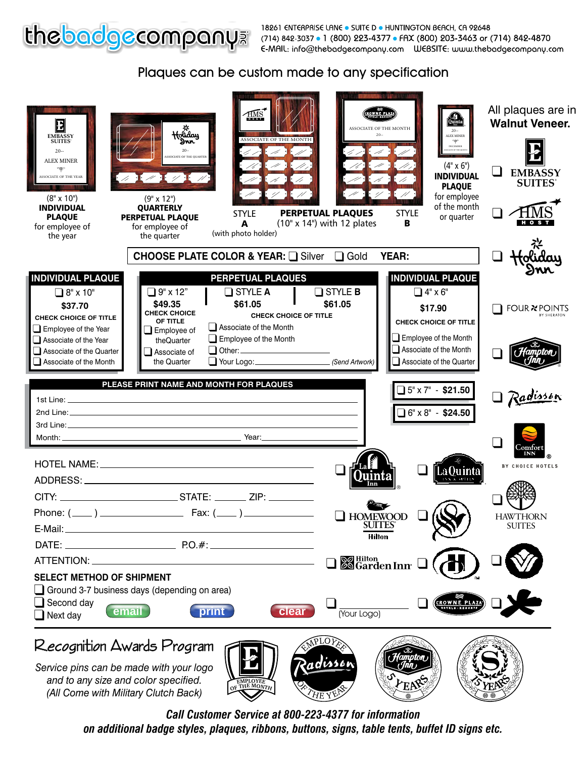# thebadgecompany inc

18261 ENTERPRISE LANE • SUITE D • HUNTINGTON BEACH, CA 92648
(714) 842-3037 • 1 (800) 223-4377 • FAX (800) 203-3463 or (714) 842-4870
E-MAIL: info@thebadgecompany.com WEBSITE: www.thebadgecompany.com

## Plaques can be custom made to any specification

EMBASSY SUITES 20-- ALEX MINER ASSOCIATE OF THE YEAR

(8" x 10")
**INDIVIDUAL PLAQUE**
for employee of the year

Holiday Inn 20-- ASSOCIATE OF THE QUARTER

(9" x 12")
**QUARTERLY PERPETUAL PLAQUE**
for employee of the quarter

HMS HOST ASSOCIATE OF THE MONTH

STYLE **A**
(with photo holder)

CROWNE PLAZA ASSOCIATE OF THE MONTH 20--

**PERPETUAL PLAQUES**
(10" x 14") with 12 plates

STYLE **B**

Quinta Inn 20-- ALEX MINER DECEMBER ASSOCIATE OF THE MONTH

(4" x 6")
**INDIVIDUAL PLAQUE**
for employee of the month or quarter

All plaques are in **Walnut Veneer.**

**CHOOSE PLATE COLOR & YEAR:** ❑ Silver ❑ Gold **YEAR:**

| INDIVIDUAL PLAQUE |
|---|
| ❑ 8" x 10" |
| **$37.70** |
| **CHECK CHOICE OF TITLE** |
| ❑ Employee of the Year |
| ❑ Associate of the Year |
| ❑ Associate of the Quarter |
| ❑ Associate of the Month |

| PERPETUAL PLAQUES | | |
|---|---|---|
| ❑ 9" x 12" | ❑ STYLE **A** | ❑ STYLE **B** |
| **$49.35** | **$61.05** | **$61.05** |
| **CHECK CHOICE OF TITLE** | **CHECK CHOICE OF TITLE** | |
| ❑ Employee of theQuarter | ❑ Associate of the Month | |
| ❑ Associate of the Quarter | ❑ Employee of the Month | |
| | ❑ Other: ______ | |
| | ❑ Your Logo: ______ *(Send Artwork)* | |

| INDIVIDUAL PLAQUE |
|---|
| ❑ 4" x 6" |
| **$17.90** |
| **CHECK CHOICE OF TITLE** |
| ❑ Employee of the Month |
| ❑ Associate of the Month |
| ❑ Associate of the Quarter |

❑ 5" x 7" - **$21.50**

❑ 6" x 8" - **$24.50**

**PLEASE PRINT NAME AND MONTH FOR PLAQUES**

1st Line: ______
2nd Line: ______
3rd Line: ______
Month: ______ Year: ______

HOTEL NAME: ______
ADDRESS: ______
CITY: ______ STATE: ______ ZIP: ______
Phone: ( ) ______ Fax: ( ) ______
E-Mail: ______
DATE: ______ P.O.#: ______
ATTENTION: ______

**SELECT METHOD OF SHIPMENT**

❑ Ground 3-7 business days (depending on area)
❑ Second day
❑ Next day

email print clear

❑ EMBASSY SUITES
❑ HMS HOST
❑ Holiday Inn
❑ FOUR POINTS BY SHERATON
❑ Hampton Inn
❑ Radisson
❑ Comfort INN BY CHOICE HOTELS
❑ La Quinta Inn
❑ La Quinta Inn & Suites
❑ HAWTHORN SUITES
❑ HOMEWOOD SUITES Hilton
❑
❑ Hilton Garden Inn
❑
❑
❑ ______ (Your Logo)
❑ CROWNE PLAZA HOTELS • RESORTS
❑

## Recognition Awards Program

*Service pins can be made with your logo and to any size and color specified. (All Come with Military Clutch Back)*

EMPLOYEE OF THE MONTH — EMPLOYEE Radisson OF THE YEAR — Hampton Inn 5 YEARS — 15 YEARS

***Call Customer Service at 800-223-4377 for information on additional badge styles, plaques, ribbons, buttons, signs, table tents, buffet ID signs etc.***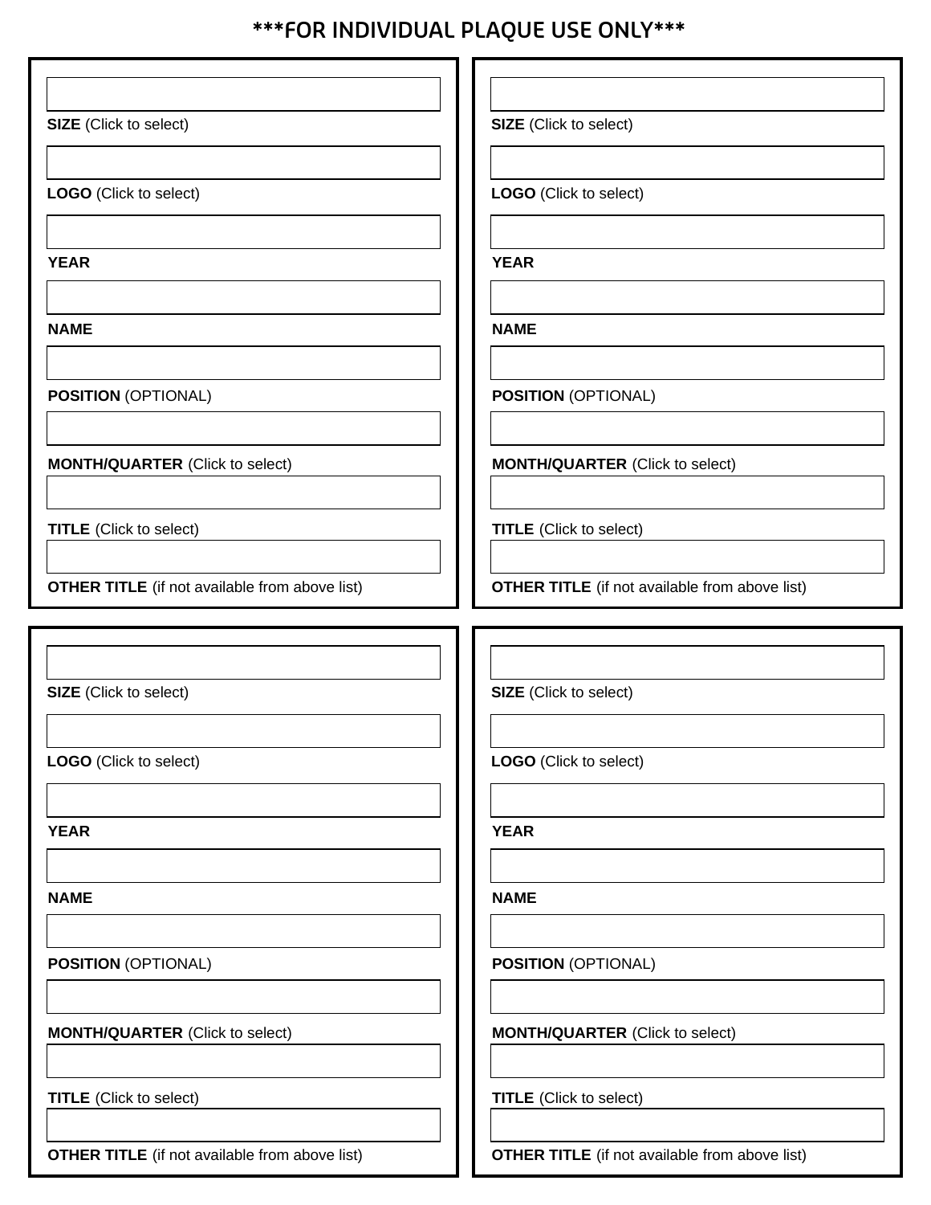# ***FOR INDIVIDUAL PLAQUE USE ONLY***

**SIZE** (Click to select)

**LOGO** (Click to select)

**YEAR**

**NAME**

**POSITION** (OPTIONAL)

**MONTH/QUARTER** (Click to select)

**TITLE** (Click to select)

**OTHER TITLE** (if not available from above list)

**SIZE** (Click to select)

**LOGO** (Click to select)

**YEAR**

**NAME**

**POSITION** (OPTIONAL)

**MONTH/QUARTER** (Click to select)

**TITLE** (Click to select)

**OTHER TITLE** (if not available from above list)

**SIZE** (Click to select)

**LOGO** (Click to select)

**YEAR**

**NAME**

**POSITION** (OPTIONAL)

**MONTH/QUARTER** (Click to select)

**TITLE** (Click to select)

**OTHER TITLE** (if not available from above list)

**SIZE** (Click to select)

**LOGO** (Click to select)

**YEAR**

**NAME**

**POSITION** (OPTIONAL)

**MONTH/QUARTER** (Click to select)

**TITLE** (Click to select)

**OTHER TITLE** (if not available from above list)